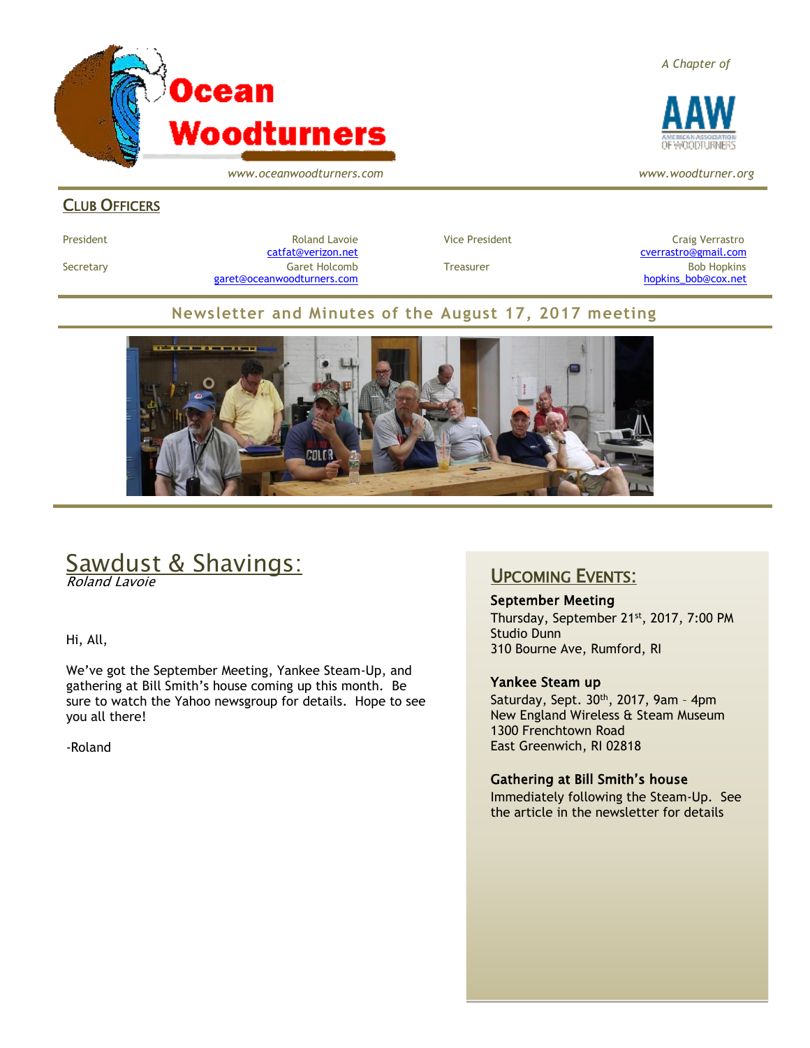# Ocean Woodturners

*www.oceanwoodturners.com*

*A Chapter of*

AAW American Association of Woodturners

*www.woodturner.org*

## CLUB OFFICERS

| | | | |
|---|---|---|---|
| President | Roland Lavoie catfat@verizon.net | Vice President | Craig Verrastro cverrastro@gmail.com |
| Secretary | Garet Holcomb garet@oceanwoodturners.com | Treasurer | Bob Hopkins hopkins_bob@cox.net |

### Newsletter and Minutes of the August 17, 2017 meeting

## Sawdust & Shavings:

*Roland Lavoie*

Hi, All,

We've got the September Meeting, Yankee Steam-Up, and gathering at Bill Smith's house coming up this month. Be sure to watch the Yahoo newsgroup for details. Hope to see you all there!

-Roland

## UPCOMING EVENTS:

**September Meeting**
Thursday, September 21st, 2017, 7:00 PM
Studio Dunn
310 Bourne Ave, Rumford, RI

**Yankee Steam up**
Saturday, Sept. 30th, 2017, 9am – 4pm
New England Wireless & Steam Museum
1300 Frenchtown Road
East Greenwich, RI 02818

**Gathering at Bill Smith's house**
Immediately following the Steam-Up. See the article in the newsletter for details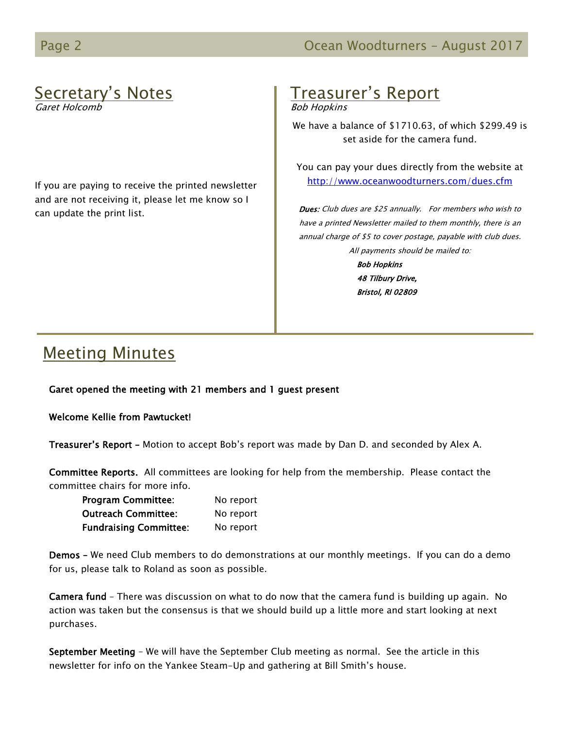## Secretary's Notes

*Garet Holcomb*

If you are paying to receive the printed newsletter and are not receiving it, please let me know so I can update the print list.

## Treasurer's Report

*Bob Hopkins*

We have a balance of $1710.63, of which $299.49 is set aside for the camera fund.

You can pay your dues directly from the website at http://www.oceanwoodturners.com/dues.cfm

***Dues:*** *Club dues are $25 annually. For members who wish to have a printed Newsletter mailed to them monthly, there is an annual charge of $5 to cover postage, payable with club dues.*

*All payments should be mailed to:*

***Bob Hopkins***
***48 Tilbury Drive,***
***Bristol, RI 02809***

## Meeting Minutes

**Garet opened the meeting with 21 members and 1 guest present**

**Welcome Kellie from Pawtucket!**

**Treasurer's Report –** Motion to accept Bob's report was made by Dan D. and seconded by Alex A.

**Committee Reports.** All committees are looking for help from the membership. Please contact the committee chairs for more info.

| | |
|---|---|
| **Program Committee**: | No report |
| **Outreach Committee**: | No report |
| **Fundraising Committee**: | No report |

**Demos –** We need Club members to do demonstrations at our monthly meetings. If you can do a demo for us, please talk to Roland as soon as possible.

**Camera fund** – There was discussion on what to do now that the camera fund is building up again. No action was taken but the consensus is that we should build up a little more and start looking at next purchases.

**September Meeting** – We will have the September Club meeting as normal. See the article in this newsletter for info on the Yankee Steam-Up and gathering at Bill Smith's house.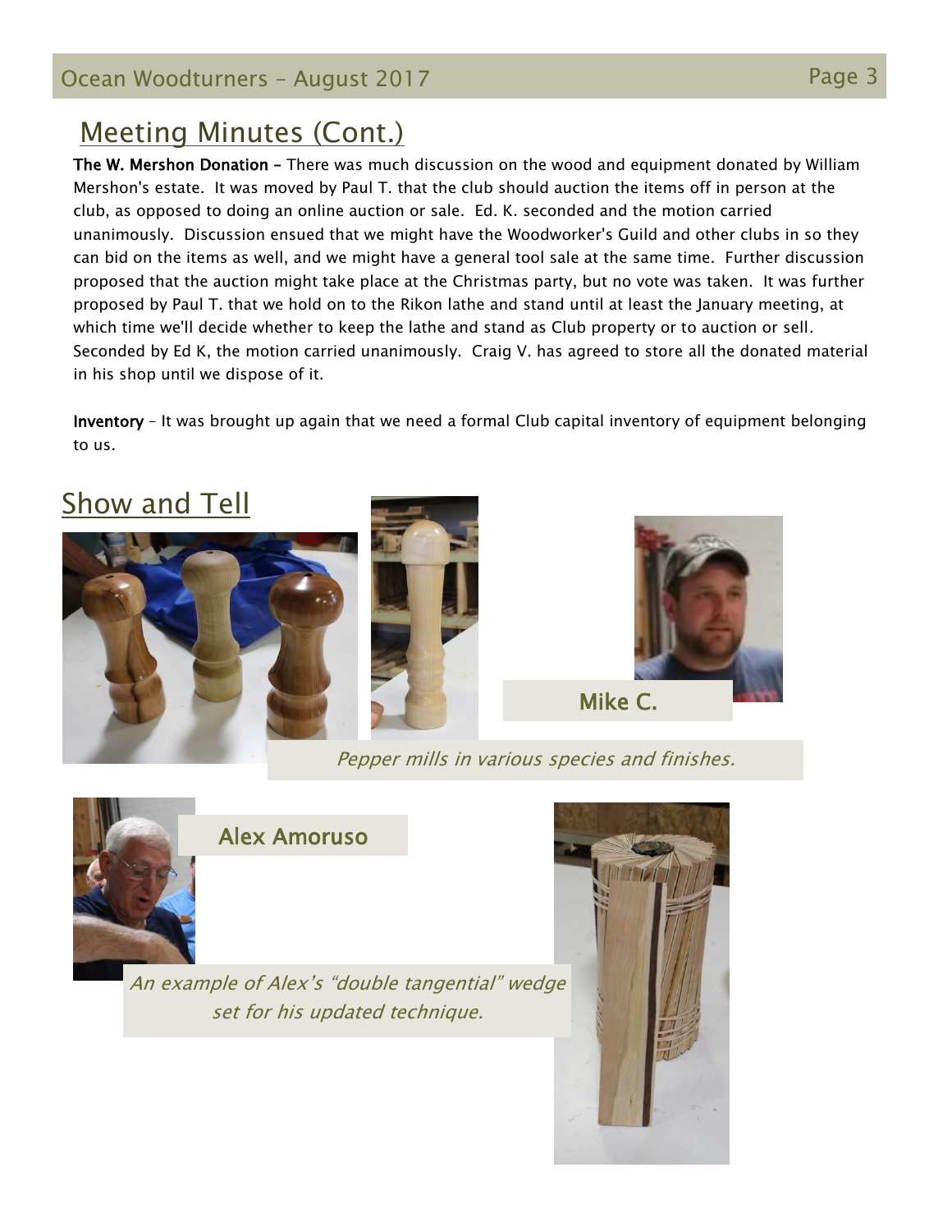## Meeting Minutes (Cont.)

**The W. Mershon Donation –** There was much discussion on the wood and equipment donated by William Mershon's estate. It was moved by Paul T. that the club should auction the items off in person at the club, as opposed to doing an online auction or sale. Ed. K. seconded and the motion carried unanimously. Discussion ensued that we might have the Woodworker's Guild and other clubs in so they can bid on the items as well, and we might have a general tool sale at the same time. Further discussion proposed that the auction might take place at the Christmas party, but no vote was taken. It was further proposed by Paul T. that we hold on to the Rikon lathe and stand until at least the January meeting, at which time we'll decide whether to keep the lathe and stand as Club property or to auction or sell. Seconded by Ed K, the motion carried unanimously. Craig V. has agreed to store all the donated material in his shop until we dispose of it.

**Inventory** – It was brought up again that we need a formal Club capital inventory of equipment belonging to us.

## Show and Tell

**Mike C.**

*Pepper mills in various species and finishes.*

**Alex Amoruso**

*An example of Alex's "double tangential" wedge set for his updated technique.*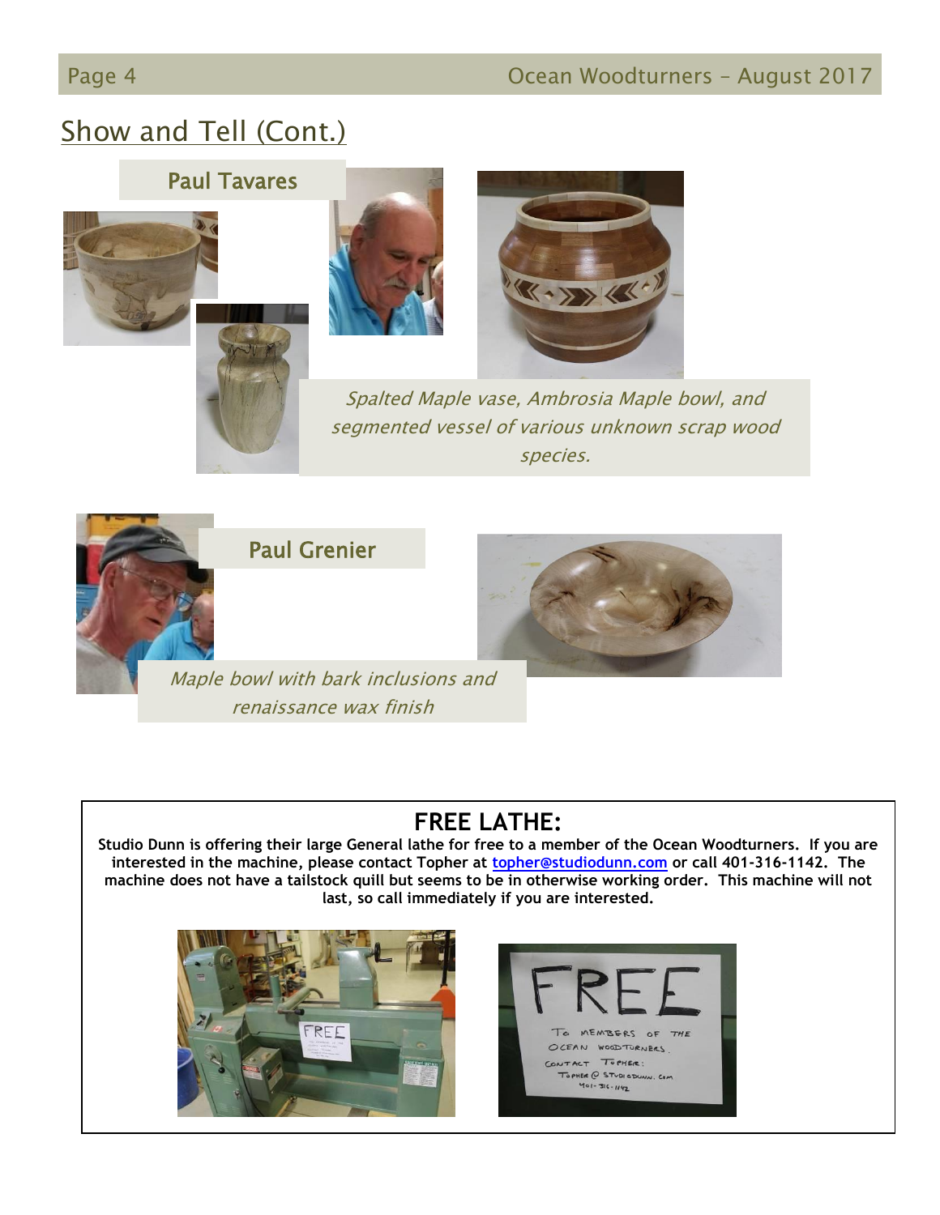## Show and Tell (Cont.)

### Paul Tavares

*Spalted Maple vase, Ambrosia Maple bowl, and segmented vessel of various unknown scrap wood species.*

### Paul Grenier

*Maple bowl with bark inclusions and renaissance wax finish*

## FREE LATHE:

**Studio Dunn is offering their large General lathe for free to a member of the Ocean Woodturners. If you are interested in the machine, please contact Topher at [topher@studiodunn.com](mailto:topher@studiodunn.com) or call 401-316-1142. The machine does not have a tailstock quill but seems to be in otherwise working order. This machine will not last, so call immediately if you are interested.**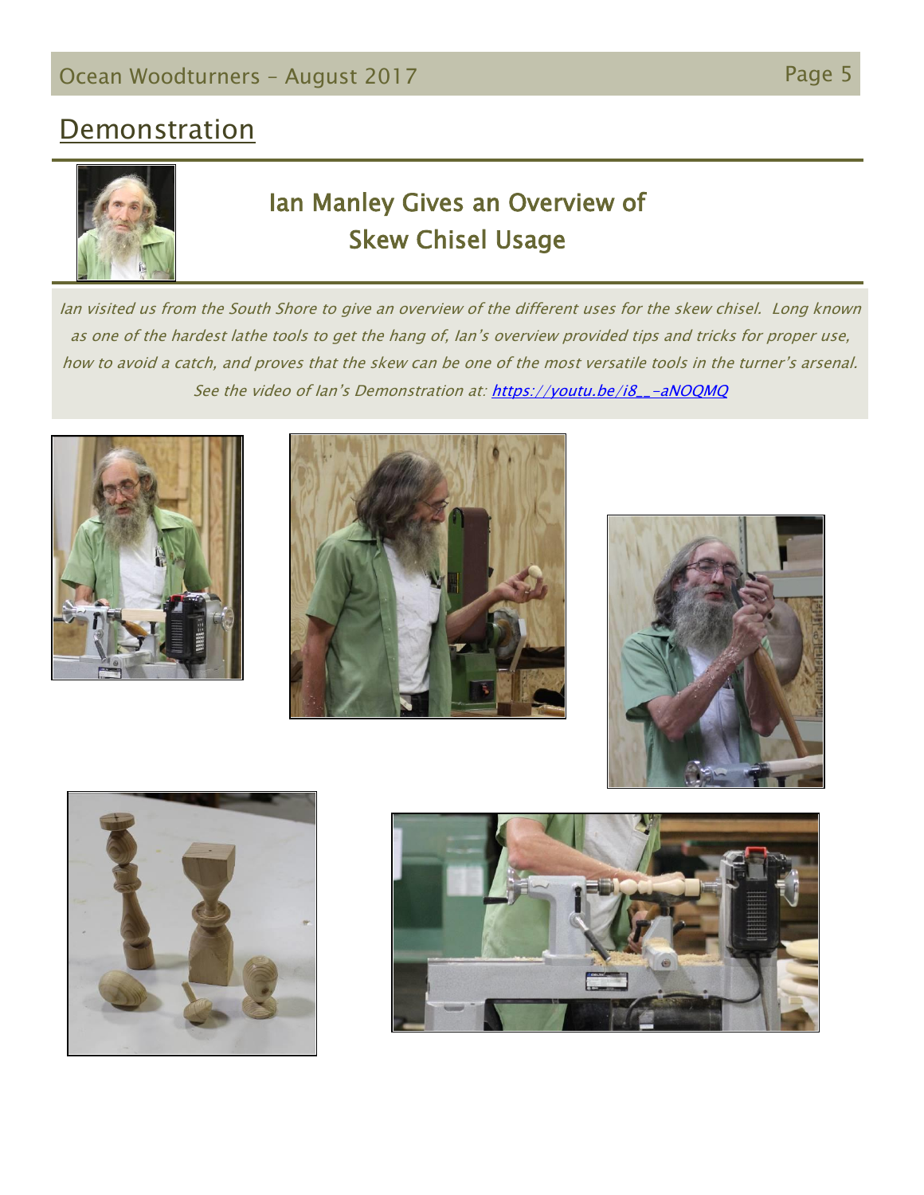## Demonstration

# Ian Manley Gives an Overview of Skew Chisel Usage

*Ian visited us from the South Shore to give an overview of the different uses for the skew chisel. Long known as one of the hardest lathe tools to get the hang of, Ian's overview provided tips and tricks for proper use, how to avoid a catch, and proves that the skew can be one of the most versatile tools in the turner's arsenal. See the video of Ian's Demonstration at: [https://youtu.be/i8__-aNOQMQ](https://youtu.be/i8__-aNOQMQ)*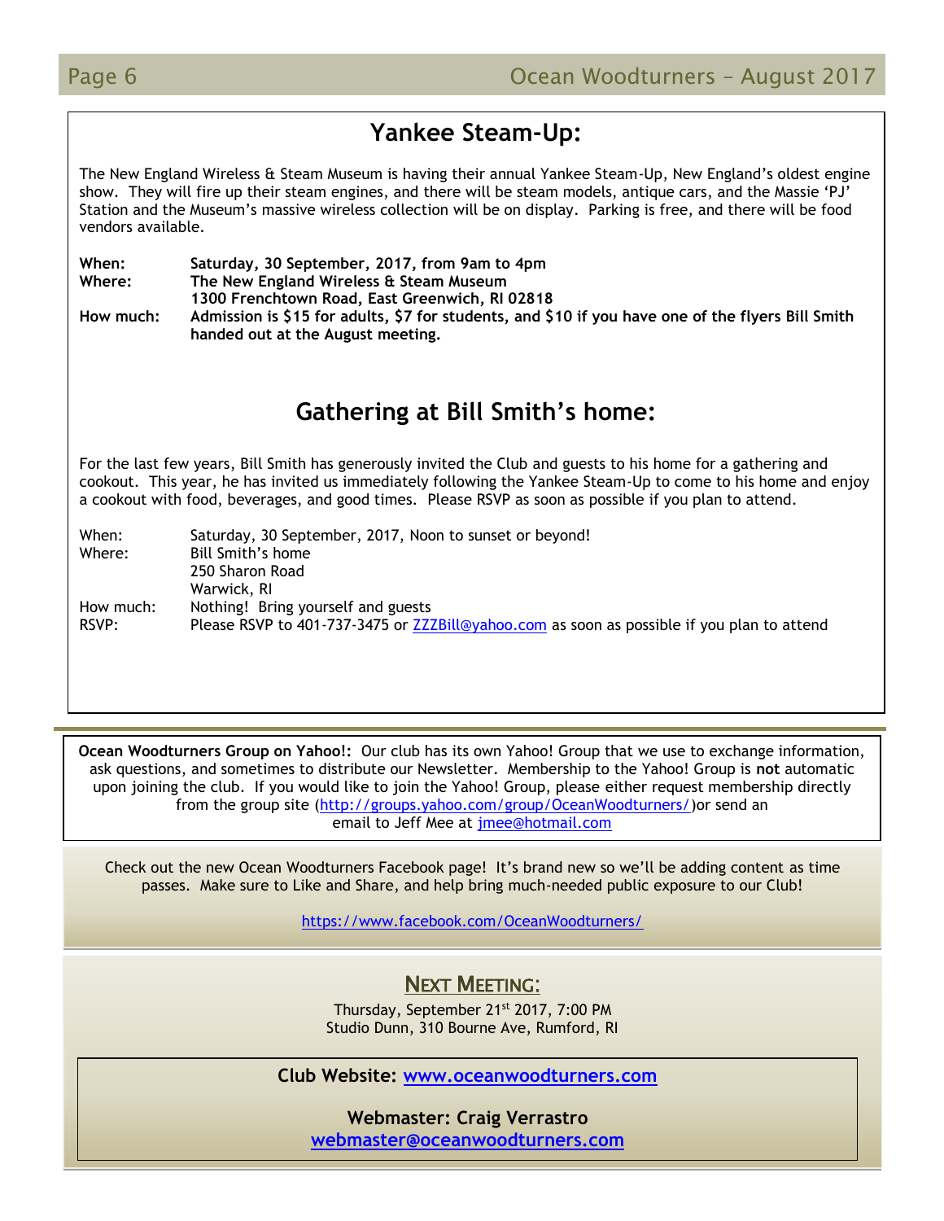## Yankee Steam-Up:

The New England Wireless & Steam Museum is having their annual Yankee Steam-Up, New England's oldest engine show. They will fire up their steam engines, and there will be steam models, antique cars, and the Massie 'PJ' Station and the Museum's massive wireless collection will be on display. Parking is free, and there will be food vendors available.

**When:** **Saturday, 30 September, 2017, from 9am to 4pm**
**Where:** **The New England Wireless & Steam Museum**
**1300 Frenchtown Road, East Greenwich, RI 02818**
**How much:** **Admission is $15 for adults, $7 for students, and $10 if you have one of the flyers Bill Smith handed out at the August meeting.**

## Gathering at Bill Smith's home:

For the last few years, Bill Smith has generously invited the Club and guests to his home for a gathering and cookout. This year, he has invited us immediately following the Yankee Steam-Up to come to his home and enjoy a cookout with food, beverages, and good times. Please RSVP as soon as possible if you plan to attend.

When: Saturday, 30 September, 2017, Noon to sunset or beyond!
Where: Bill Smith's home
250 Sharon Road
Warwick, RI
How much: Nothing! Bring yourself and guests
RSVP: Please RSVP to 401-737-3475 or ZZZBill@yahoo.com as soon as possible if you plan to attend

---

**Ocean Woodturners Group on Yahoo!:** Our club has its own Yahoo! Group that we use to exchange information, ask questions, and sometimes to distribute our Newsletter. Membership to the Yahoo! Group is **not** automatic upon joining the club. If you would like to join the Yahoo! Group, please either request membership directly from the group site (http://groups.yahoo.com/group/OceanWoodturners/)or send an email to Jeff Mee at jmee@hotmail.com

Check out the new Ocean Woodturners Facebook page! It's brand new so we'll be adding content as time passes. Make sure to Like and Share, and help bring much-needed public exposure to our Club!

https://www.facebook.com/OceanWoodturners/

## NEXT MEETING:

Thursday, September 21st 2017, 7:00 PM
Studio Dunn, 310 Bourne Ave, Rumford, RI

**Club Website: www.oceanwoodturners.com**

**Webmaster: Craig Verrastro**
**webmaster@oceanwoodturners.com**